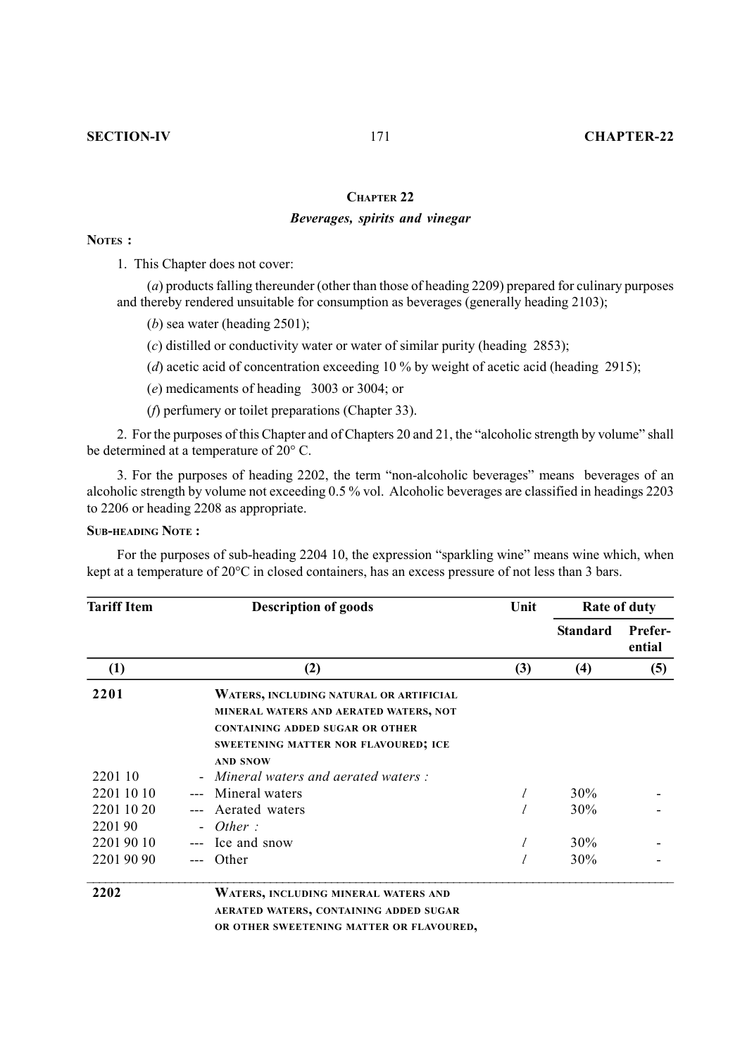# CHAPTER 22

## *Beverages, spirits and vinegar*

**NOTES :**

1. This Chapter does not cover:

   (*a*) products falling thereunder (other than those of heading 2209) prepared for culinary purposes and thereby rendered unsuitable for consumption as beverages (generally heading 2103);

   (*b*) sea water (heading 2501);

   (*c*) distilled or conductivity water or water of similar purity (heading 2853);

   (*d*) acetic acid of concentration exceeding 10 % by weight of acetic acid (heading 2915);

   (*e*) medicaments of heading 3003 or 3004; or

   (*f*) perfumery or toilet preparations (Chapter 33).

2. For the purposes of this Chapter and of Chapters 20 and 21, the "alcoholic strength by volume" shall be determined at a temperature of 20° C.

3. For the purposes of heading 2202, the term "non-alcoholic beverages" means beverages of an alcoholic strength by volume not exceeding 0.5 % vol. Alcoholic beverages are classified in headings 2203 to 2206 or heading 2208 as appropriate.

**SUB-HEADING NOTE :**

For the purposes of sub-heading 2204 10, the expression "sparkling wine" means wine which, when kept at a temperature of 20°C in closed containers, has an excess pressure of not less than 3 bars.

| Tariff Item | Description of goods | Unit | Rate of duty | |
|---|---|---|---|---|
| | | | Standard | Preferential |
| (1) | (2) | (3) | (4) | (5) |
| **2201** | WATERS, INCLUDING NATURAL OR ARTIFICIAL MINERAL WATERS AND AERATED WATERS, NOT CONTAINING ADDED SUGAR OR OTHER SWEETENING MATTER NOR FLAVOURED; ICE AND SNOW | | | |
| 2201 10 | - *Mineral waters and aerated waters :* | | | |
| 2201 10 10 | --- Mineral waters | *l* | 30% | - |
| 2201 10 20 | --- Aerated waters | *l* | 30% | - |
| 2201 90 | - *Other :* | | | |
| 2201 90 10 | --- Ice and snow | *l* | 30% | - |
| 2201 90 90 | --- Other | *l* | 30% | - |
| **2202** | WATERS, INCLUDING MINERAL WATERS AND AERATED WATERS, CONTAINING ADDED SUGAR OR OTHER SWEETENING MATTER OR FLAVOURED, | | | |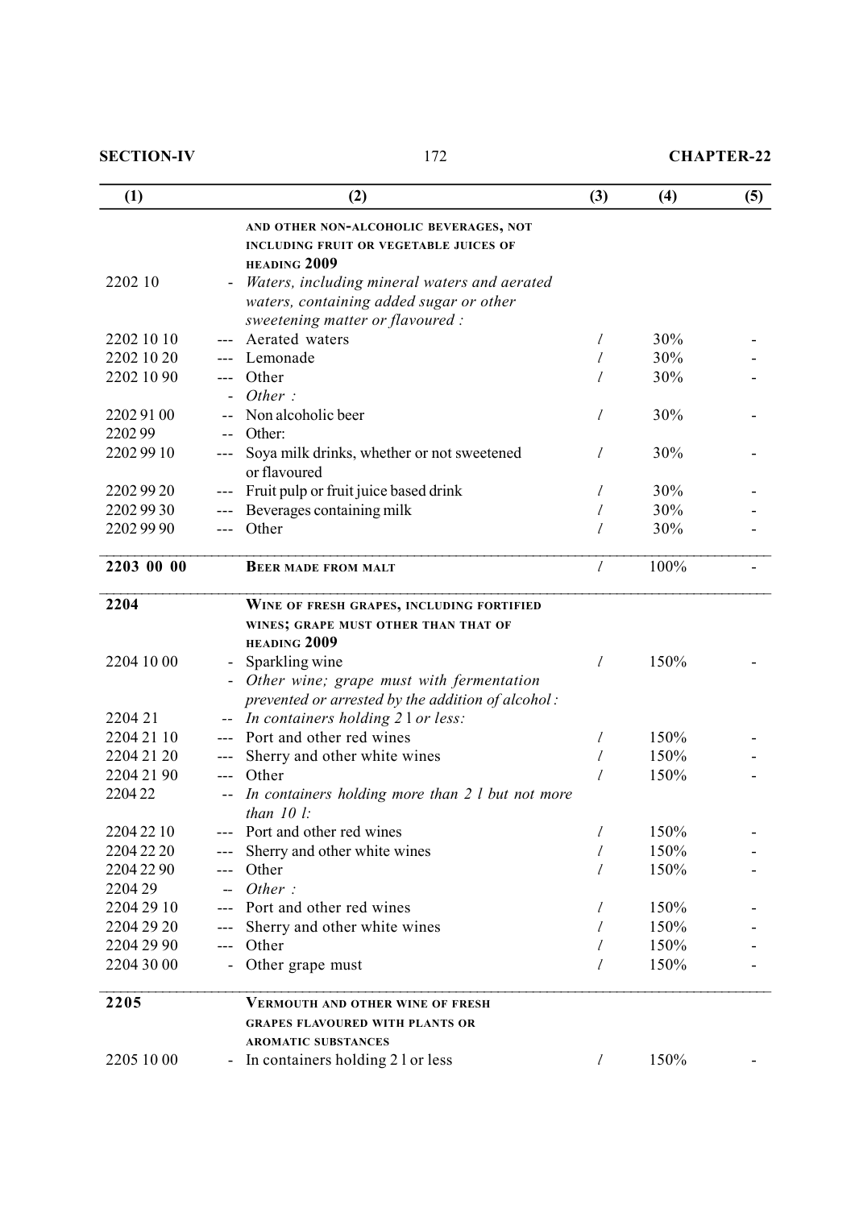| (1) | | (2) | (3) | (4) | (5) |
|---|---|---|---|---|---|
| | | AND OTHER NON-ALCOHOLIC BEVERAGES, NOT INCLUDING FRUIT OR VEGETABLE JUICES OF HEADING 2009 | | | |
| 2202 10 | - | *Waters, including mineral waters and aerated waters, containing added sugar or other sweetening matter or flavoured :* | | | |
| 2202 10 10 | --- | Aerated waters | *l* | 30% | - |
| 2202 10 20 | --- | Lemonade | *l* | 30% | - |
| 2202 10 90 | --- | Other | *l* | 30% | - |
| | - | *Other :* | | | |
| 2202 91 00 | -- | Non alcoholic beer | *l* | 30% | - |
| 2202 99 | -- | Other: | | | |
| 2202 99 10 | --- | Soya milk drinks, whether or not sweetened or flavoured | *l* | 30% | - |
| 2202 99 20 | --- | Fruit pulp or fruit juice based drink | *l* | 30% | - |
| 2202 99 30 | --- | Beverages containing milk | *l* | 30% | - |
| 2202 99 90 | --- | Other | *l* | 30% | - |
| **2203 00 00** | | **BEER MADE FROM MALT** | *l* | 100% | - |
| **2204** | | **WINE OF FRESH GRAPES, INCLUDING FORTIFIED WINES; GRAPE MUST OTHER THAN THAT OF HEADING 2009** | | | |
| 2204 10 00 | - | Sparkling wine | *l* | 150% | - |
| | - | *Other wine; grape must with fermentation prevented or arrested by the addition of alcohol :* | | | |
| 2204 21 | -- | *In containers holding 2 l or less:* | | | |
| 2204 21 10 | --- | Port and other red wines | *l* | 150% | - |
| 2204 21 20 | --- | Sherry and other white wines | *l* | 150% | - |
| 2204 21 90 | --- | Other | *l* | 150% | - |
| 2204 22 | -- | *In containers holding more than 2 l but not more than 10 l:* | | | |
| 2204 22 10 | --- | Port and other red wines | *l* | 150% | - |
| 2204 22 20 | --- | Sherry and other white wines | *l* | 150% | - |
| 2204 22 90 | --- | Other | *l* | 150% | - |
| 2204 29 | -- | *Other :* | | | |
| 2204 29 10 | --- | Port and other red wines | *l* | 150% | - |
| 2204 29 20 | --- | Sherry and other white wines | *l* | 150% | - |
| 2204 29 90 | --- | Other | *l* | 150% | - |
| 2204 30 00 | - | Other grape must | *l* | 150% | - |
| **2205** | | **VERMOUTH AND OTHER WINE OF FRESH GRAPES FLAVOURED WITH PLANTS OR AROMATIC SUBSTANCES** | | | |
| 2205 10 00 | - | In containers holding 2 l or less | *l* | 150% | - |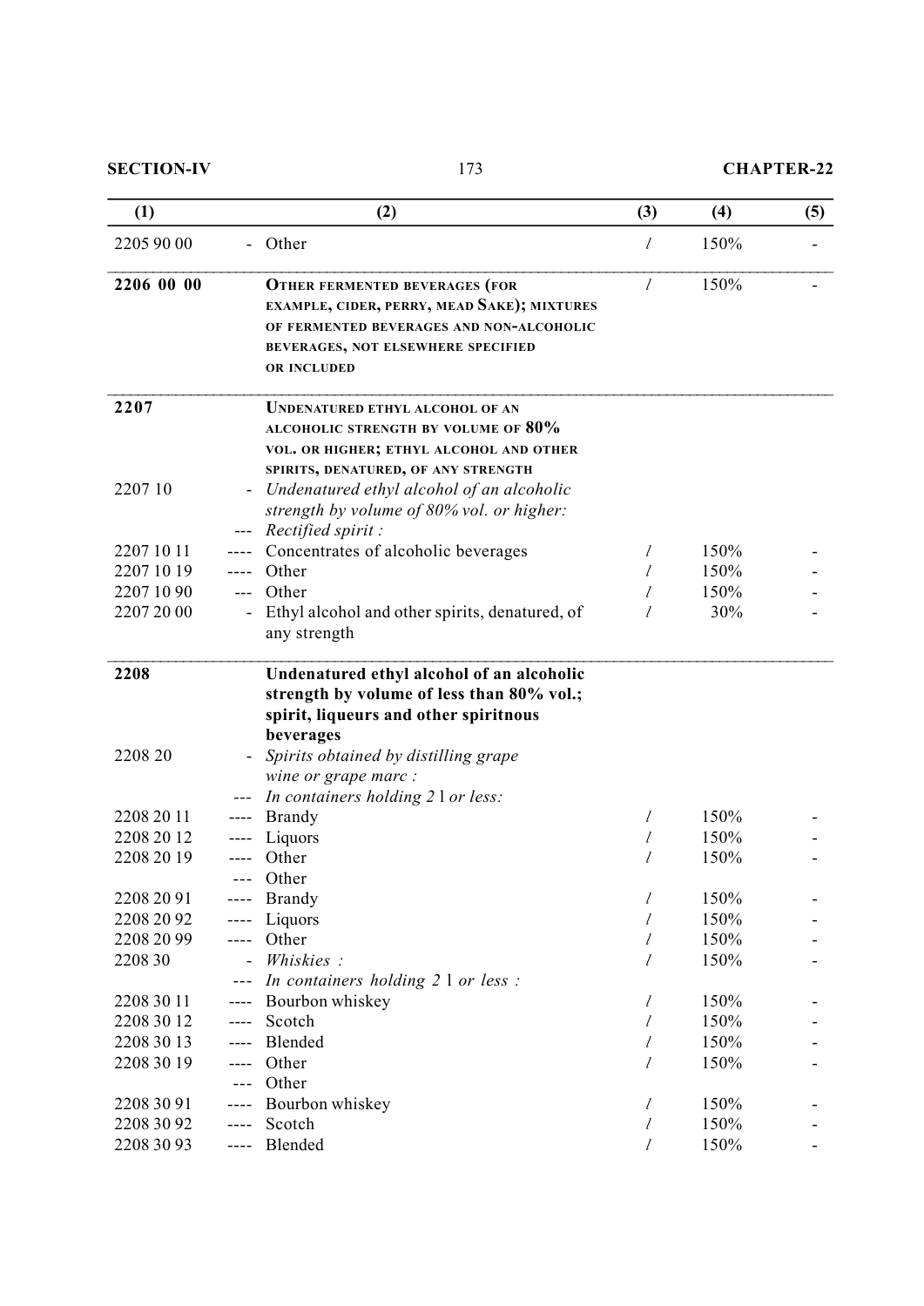| (1) | (2) | (3) | (4) | (5) |
|---|---|---|---|---|
| 2205 90 00 | - Other | *l* | 150% | - |
| **2206 00 00** | **OTHER FERMENTED BEVERAGES (FOR EXAMPLE, CIDER, PERRY, MEAD SAKE); MIXTURES OF FERMENTED BEVERAGES AND NON-ALCOHOLIC BEVERAGES, NOT ELSEWHERE SPECIFIED OR INCLUDED** | *l* | 150% | - |
| **2207** | **UNDENATURED ETHYL ALCOHOL OF AN ALCOHOLIC STRENGTH BY VOLUME OF 80% VOL. OR HIGHER; ETHYL ALCOHOL AND OTHER SPIRITS, DENATURED, OF ANY STRENGTH** | | | |
| 2207 10 | - *Undenatured ethyl alcohol of an alcoholic strength by volume of 80% vol. or higher:* | | | |
| | --- *Rectified spirit :* | | | |
| 2207 10 11 | ---- Concentrates of alcoholic beverages | *l* | 150% | - |
| 2207 10 19 | ---- Other | *l* | 150% | - |
| 2207 10 90 | --- Other | *l* | 150% | - |
| 2207 20 00 | - Ethyl alcohol and other spirits, denatured, of any strength | *l* | 30% | - |
| **2208** | **Undenatured ethyl alcohol of an alcoholic strength by volume of less than 80% vol.; spirit, liqueurs and other spiritnous beverages** | | | |
| 2208 20 | - *Spirits obtained by distilling grape wine or grape marc :* | | | |
| | --- *In containers holding 2 l or less:* | | | |
| 2208 20 11 | ---- Brandy | *l* | 150% | - |
| 2208 20 12 | ---- Liquors | *l* | 150% | - |
| 2208 20 19 | ---- Other | *l* | 150% | - |
| | --- Other | | | |
| 2208 20 91 | ---- Brandy | *l* | 150% | - |
| 2208 20 92 | ---- Liquors | *l* | 150% | - |
| 2208 20 99 | ---- Other | *l* | 150% | - |
| 2208 30 | - *Whiskies :* | *l* | 150% | - |
| | --- *In containers holding 2 l or less :* | | | |
| 2208 30 11 | ---- Bourbon whiskey | *l* | 150% | - |
| 2208 30 12 | ---- Scotch | *l* | 150% | - |
| 2208 30 13 | ---- Blended | *l* | 150% | - |
| 2208 30 19 | ---- Other | *l* | 150% | - |
| | --- Other | | | |
| 2208 30 91 | ---- Bourbon whiskey | *l* | 150% | - |
| 2208 30 92 | ---- Scotch | *l* | 150% | - |
| 2208 30 93 | ---- Blended | *l* | 150% | - |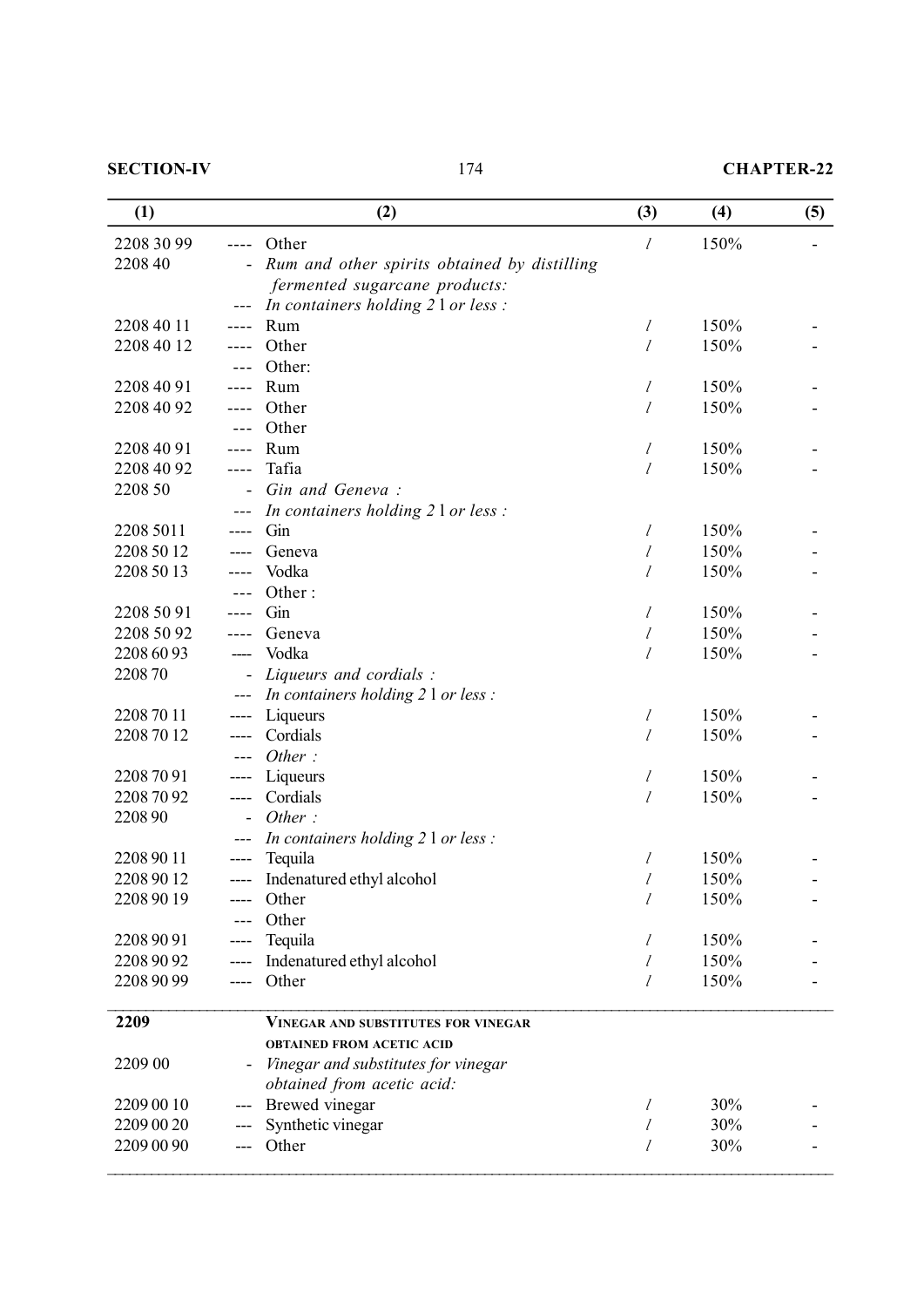| (1) | | (2) | (3) | (4) | (5) |
|---|---|---|---|---|---|
| 2208 30 99 | ---- | Other | *l* | 150% | - |
| 2208 40 | - | *Rum and other spirits obtained by distilling fermented sugarcane products:* | | | |
| | --- | *In containers holding 2 l or less :* | | | |
| 2208 40 11 | ---- | Rum | *l* | 150% | - |
| 2208 40 12 | ---- | Other | *l* | 150% | - |
| | --- | Other: | | | |
| 2208 40 91 | ---- | Rum | *l* | 150% | - |
| 2208 40 92 | ---- | Other | *l* | 150% | - |
| | --- | Other | | | |
| 2208 40 91 | ---- | Rum | *l* | 150% | - |
| 2208 40 92 | ---- | Tafia | *l* | 150% | - |
| 2208 50 | - | *Gin and Geneva :* | | | |
| | --- | *In containers holding 2 l or less :* | | | |
| 2208 5011 | ---- | Gin | *l* | 150% | - |
| 2208 50 12 | ---- | Geneva | *l* | 150% | - |
| 2208 50 13 | ---- | Vodka | *l* | 150% | - |
| | --- | Other : | | | |
| 2208 50 91 | ---- | Gin | *l* | 150% | - |
| 2208 50 92 | ---- | Geneva | *l* | 150% | - |
| 2208 60 93 | ---- | Vodka | *l* | 150% | - |
| 2208 70 | - | *Liqueurs and cordials :* | | | |
| | --- | *In containers holding 2 l or less :* | | | |
| 2208 70 11 | ---- | Liqueurs | *l* | 150% | - |
| 2208 70 12 | ---- | Cordials | *l* | 150% | - |
| | --- | *Other :* | | | |
| 2208 70 91 | ---- | Liqueurs | *l* | 150% | - |
| 2208 70 92 | ---- | Cordials | *l* | 150% | - |
| 2208 90 | - | *Other :* | | | |
| | --- | *In containers holding 2 l or less :* | | | |
| 2208 90 11 | ---- | Tequila | *l* | 150% | - |
| 2208 90 12 | ---- | Indenatured ethyl alcohol | *l* | 150% | - |
| 2208 90 19 | ---- | Other | *l* | 150% | - |
| | --- | Other | | | |
| 2208 90 91 | ---- | Tequila | *l* | 150% | - |
| 2208 90 92 | ---- | Indenatured ethyl alcohol | *l* | 150% | - |
| 2208 90 99 | ---- | Other | *l* | 150% | - |
| **2209** | | **VINEGAR AND SUBSTITUTES FOR VINEGAR OBTAINED FROM ACETIC ACID** | | | |
| 2209 00 | - | *Vinegar and substitutes for vinegar obtained from acetic acid:* | | | |
| 2209 00 10 | --- | Brewed vinegar | *l* | 30% | - |
| 2209 00 20 | --- | Synthetic vinegar | *l* | 30% | - |
| 2209 00 90 | --- | Other | *l* | 30% | - |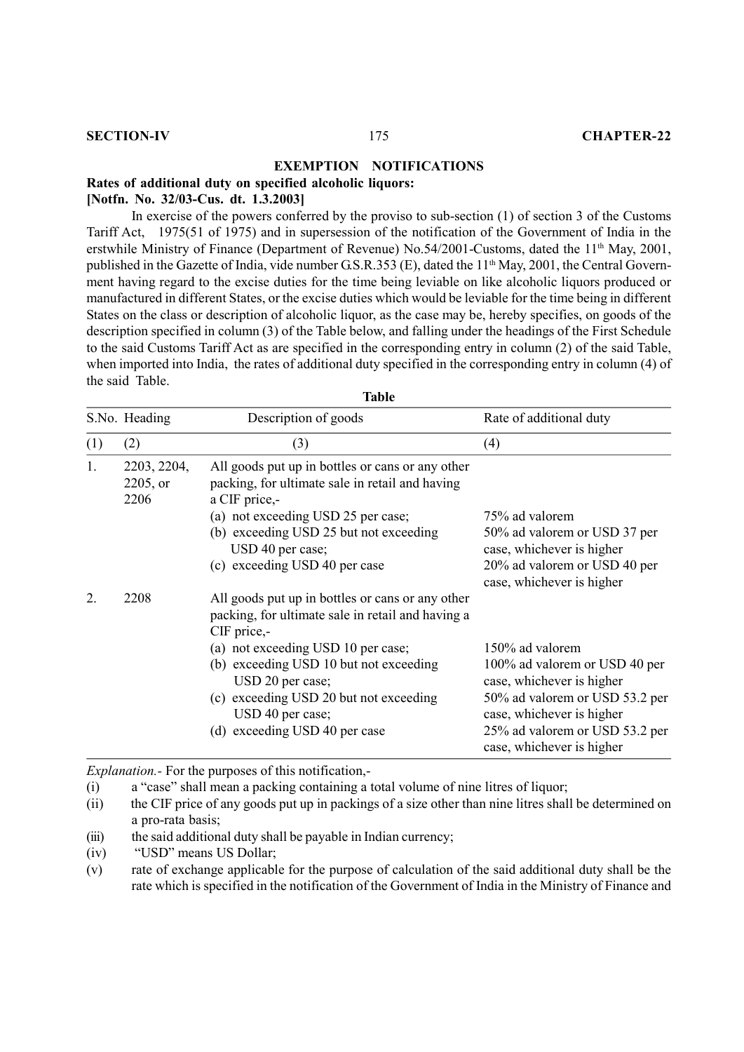## EXEMPTION NOTIFICATIONS

**Rates of additional duty on specified alcoholic liquors:**
**[Notfn. No. 32/03-Cus. dt. 1.3.2003]**

In exercise of the powers conferred by the proviso to sub-section (1) of section 3 of the Customs Tariff Act, 1975(51 of 1975) and in supersession of the notification of the Government of India in the erstwhile Ministry of Finance (Department of Revenue) No.54/2001-Customs, dated the 11th May, 2001, published in the Gazette of India, vide number G.S.R.353 (E), dated the 11th May, 2001, the Central Government having regard to the excise duties for the time being leviable on like alcoholic liquors produced or manufactured in different States, or the excise duties which would be leviable for the time being in different States on the class or description of alcoholic liquor, as the case may be, hereby specifies, on goods of the description specified in column (3) of the Table below, and falling under the headings of the First Schedule to the said Customs Tariff Act as are specified in the corresponding entry in column (2) of the said Table, when imported into India, the rates of additional duty specified in the corresponding entry in column (4) of the said Table.

**Table**

| S.No. | Heading | Description of goods | Rate of additional duty |
|---|---|---|---|
| (1) | (2) | (3) | (4) |
| 1. | 2203, 2204, 2205, or 2206 | All goods put up in bottles or cans or any other packing, for ultimate sale in retail and having a CIF price,- | |
| | | (a) not exceeding USD 25 per case; | 75% ad valorem |
| | | (b) exceeding USD 25 but not exceeding USD 40 per case; | 50% ad valorem or USD 37 per case, whichever is higher |
| | | (c) exceeding USD 40 per case | 20% ad valorem or USD 40 per case, whichever is higher |
| 2. | 2208 | All goods put up in bottles or cans or any other packing, for ultimate sale in retail and having a CIF price,- | |
| | | (a) not exceeding USD 10 per case; | 150% ad valorem |
| | | (b) exceeding USD 10 but not exceeding USD 20 per case; | 100% ad valorem or USD 40 per case, whichever is higher |
| | | (c) exceeding USD 20 but not exceeding USD 40 per case; | 50% ad valorem or USD 53.2 per case, whichever is higher |
| | | (d) exceeding USD 40 per case | 25% ad valorem or USD 53.2 per case, whichever is higher |

*Explanation.*- For the purposes of this notification,-

(i) a "case" shall mean a packing containing a total volume of nine litres of liquor;

(ii) the CIF price of any goods put up in packings of a size other than nine litres shall be determined on a pro-rata basis;

(iii) the said additional duty shall be payable in Indian currency;

(iv) "USD" means US Dollar;

(v) rate of exchange applicable for the purpose of calculation of the said additional duty shall be the rate which is specified in the notification of the Government of India in the Ministry of Finance and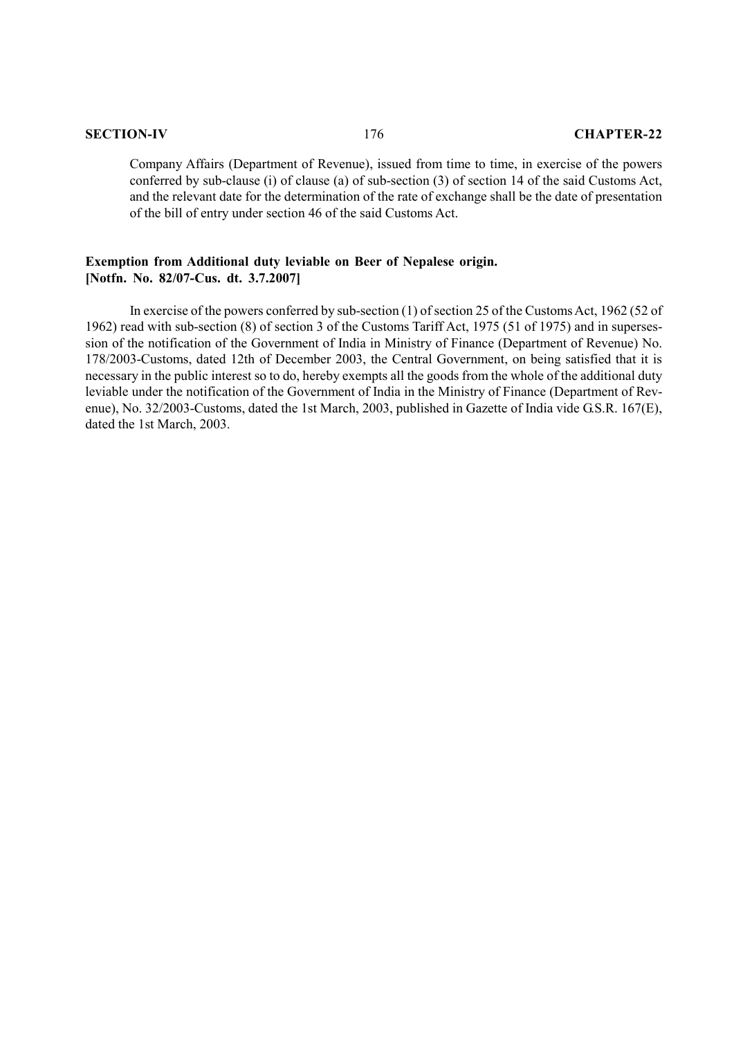Company Affairs (Department of Revenue), issued from time to time, in exercise of the powers conferred by sub-clause (i) of clause (a) of sub-section (3) of section 14 of the said Customs Act, and the relevant date for the determination of the rate of exchange shall be the date of presentation of the bill of entry under section 46 of the said Customs Act.

**Exemption from Additional duty leviable on Beer of Nepalese origin.**
**[Notfn. No. 82/07-Cus. dt. 3.7.2007]**

In exercise of the powers conferred by sub-section (1) of section 25 of the Customs Act, 1962 (52 of 1962) read with sub-section (8) of section 3 of the Customs Tariff Act, 1975 (51 of 1975) and in supersession of the notification of the Government of India in Ministry of Finance (Department of Revenue) No. 178/2003-Customs, dated 12th of December 2003, the Central Government, on being satisfied that it is necessary in the public interest so to do, hereby exempts all the goods from the whole of the additional duty leviable under the notification of the Government of India in the Ministry of Finance (Department of Revenue), No. 32/2003-Customs, dated the 1st March, 2003, published in Gazette of India vide G.S.R. 167(E), dated the 1st March, 2003.